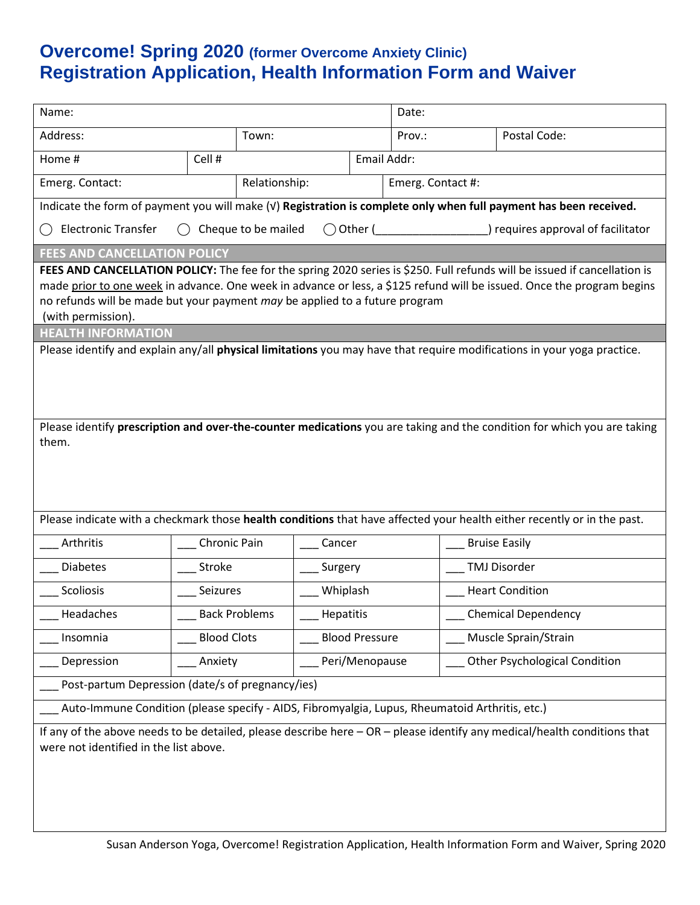# Overcome! Spring 2020 (former Overcome Anxiety Clinic)
# Registration Application, Health Information Form and Waiver

| Name: | | | Date: | |
|---|---|---|---|---|
| Address: | Town: | | Prov.: | Postal Code: |
| Home # | Cell # | Email Addr: | | |
| Emerg. Contact: | Relationship: | Emerg. Contact #: | | |

Indicate the form of payment you will make (√) **Registration is complete only when full payment has been received.**

◯ Electronic Transfer ◯ Cheque to be mailed ◯ Other (_________________) requires approval of facilitator

## FEES AND CANCELLATION POLICY

**FEES AND CANCELLATION POLICY:** The fee for the spring 2020 series is $250. Full refunds will be issued if cancellation is made prior to one week in advance. One week in advance or less, a $125 refund will be issued. Once the program begins no refunds will be made but your payment *may* be applied to a future program (with permission).

## HEALTH INFORMATION

Please identify and explain any/all **physical limitations** you may have that require modifications in your yoga practice.

Please identify **prescription and over-the-counter medications** you are taking and the condition for which you are taking them.

Please indicate with a checkmark those **health conditions** that have affected your health either recently or in the past.

| | | | |
|---|---|---|---|
| ___ Arthritis | ___ Chronic Pain | ___ Cancer | ___ Bruise Easily |
| ___ Diabetes | ___ Stroke | ___ Surgery | ___ TMJ Disorder |
| ___ Scoliosis | ___ Seizures | ___ Whiplash | ___ Heart Condition |
| ___ Headaches | ___ Back Problems | ___ Hepatitis | ___ Chemical Dependency |
| ___ Insomnia | ___ Blood Clots | ___ Blood Pressure | ___ Muscle Sprain/Strain |
| ___ Depression | ___ Anxiety | ___ Peri/Menopause | ___ Other Psychological Condition |

___ Post-partum Depression (date/s of pregnancy/ies)

___ Auto-Immune Condition (please specify - AIDS, Fibromyalgia, Lupus, Rheumatoid Arthritis, etc.)

If any of the above needs to be detailed, please describe here – OR – please identify any medical/health conditions that were not identified in the list above.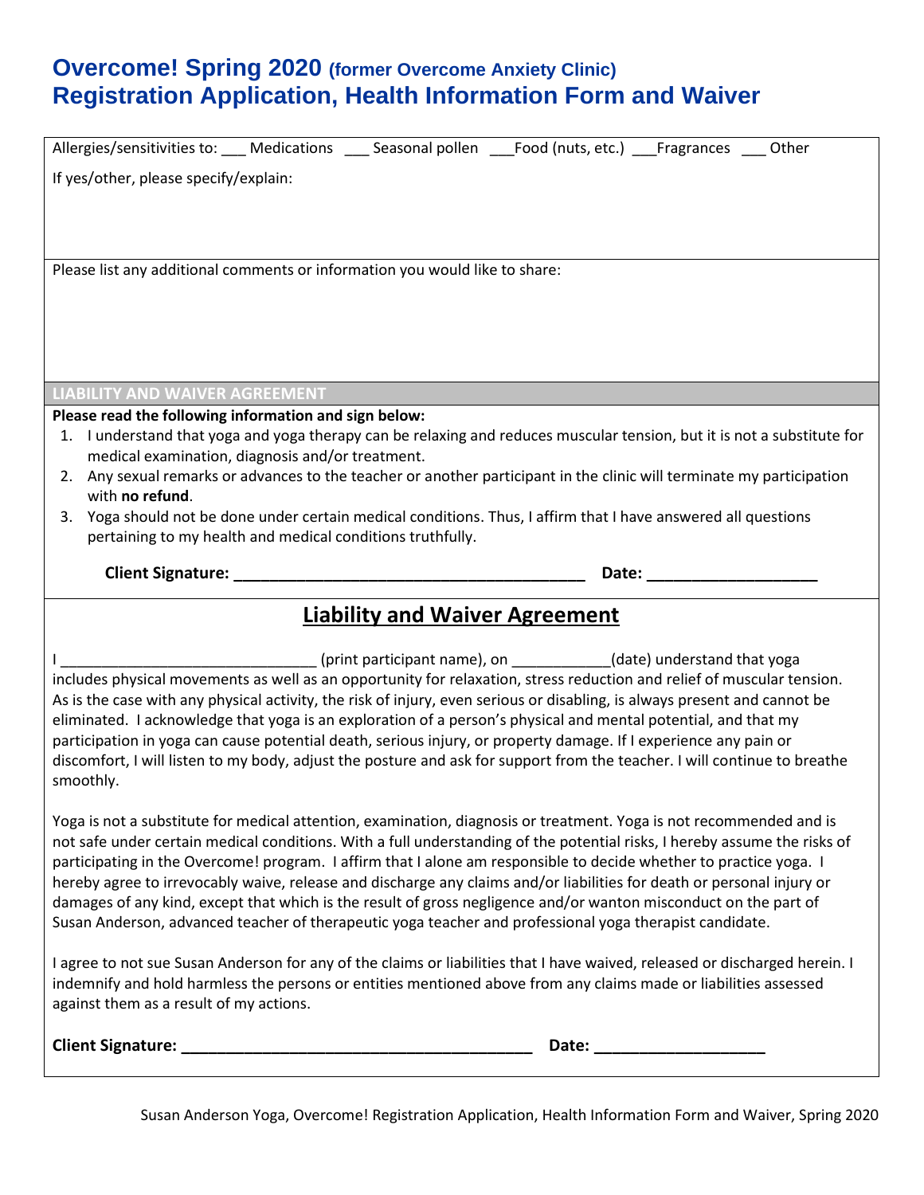# Overcome! Spring 2020 (former Overcome Anxiety Clinic)
# Registration Application, Health Information Form and Waiver

Allergies/sensitivities to: ___ Medications ___ Seasonal pollen ___Food (nuts, etc.) ___Fragrances ___ Other

If yes/other, please specify/explain:

Please list any additional comments or information you would like to share:

**LIABILITY AND WAIVER AGREEMENT**

**Please read the following information and sign below:**

1. I understand that yoga and yoga therapy can be relaxing and reduces muscular tension, but it is not a substitute for medical examination, diagnosis and/or treatment.
2. Any sexual remarks or advances to the teacher or another participant in the clinic will terminate my participation with **no refund**.
3. Yoga should not be done under certain medical conditions. Thus, I affirm that I have answered all questions pertaining to my health and medical conditions truthfully.

**Client Signature: ________________________________________ Date: ___________________**

## Liability and Waiver Agreement

I ______________________________ (print participant name), on ___________(date) understand that yoga includes physical movements as well as an opportunity for relaxation, stress reduction and relief of muscular tension. As is the case with any physical activity, the risk of injury, even serious or disabling, is always present and cannot be eliminated. I acknowledge that yoga is an exploration of a person's physical and mental potential, and that my participation in yoga can cause potential death, serious injury, or property damage. If I experience any pain or discomfort, I will listen to my body, adjust the posture and ask for support from the teacher. I will continue to breathe smoothly.

Yoga is not a substitute for medical attention, examination, diagnosis or treatment. Yoga is not recommended and is not safe under certain medical conditions. With a full understanding of the potential risks, I hereby assume the risks of participating in the Overcome! program. I affirm that I alone am responsible to decide whether to practice yoga. I hereby agree to irrevocably waive, release and discharge any claims and/or liabilities for death or personal injury or damages of any kind, except that which is the result of gross negligence and/or wanton misconduct on the part of Susan Anderson, advanced teacher of therapeutic yoga teacher and professional yoga therapist candidate.

I agree to not sue Susan Anderson for any of the claims or liabilities that I have waived, released or discharged herein. I indemnify and hold harmless the persons or entities mentioned above from any claims made or liabilities assessed against them as a result of my actions.

**Client Signature: ________________________________________ Date: ___________________**